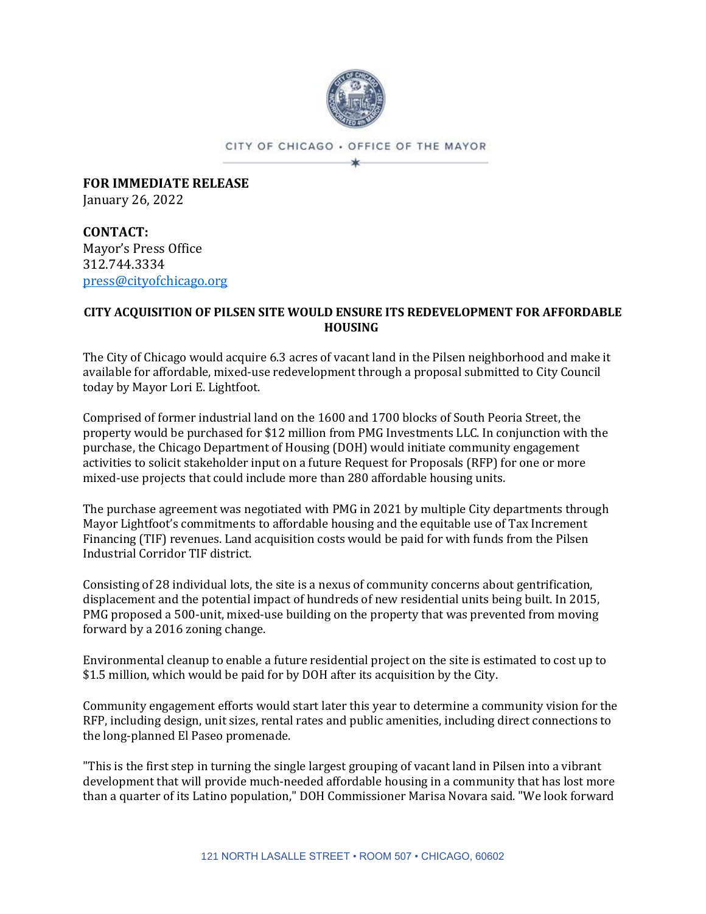CITY OF CHICAGO • OFFICE OF THE MAYOR

**FOR IMMEDIATE RELEASE**
January 26, 2022

**CONTACT:**
Mayor's Press Office
312.744.3334
press@cityofchicago.org

**CITY ACQUISITION OF PILSEN SITE WOULD ENSURE ITS REDEVELOPMENT FOR AFFORDABLE HOUSING**

The City of Chicago would acquire 6.3 acres of vacant land in the Pilsen neighborhood and make it available for affordable, mixed-use redevelopment through a proposal submitted to City Council today by Mayor Lori E. Lightfoot.

Comprised of former industrial land on the 1600 and 1700 blocks of South Peoria Street, the property would be purchased for $12 million from PMG Investments LLC. In conjunction with the purchase, the Chicago Department of Housing (DOH) would initiate community engagement activities to solicit stakeholder input on a future Request for Proposals (RFP) for one or more mixed-use projects that could include more than 280 affordable housing units.

The purchase agreement was negotiated with PMG in 2021 by multiple City departments through Mayor Lightfoot's commitments to affordable housing and the equitable use of Tax Increment Financing (TIF) revenues. Land acquisition costs would be paid for with funds from the Pilsen Industrial Corridor TIF district.

Consisting of 28 individual lots, the site is a nexus of community concerns about gentrification, displacement and the potential impact of hundreds of new residential units being built. In 2015, PMG proposed a 500-unit, mixed-use building on the property that was prevented from moving forward by a 2016 zoning change.

Environmental cleanup to enable a future residential project on the site is estimated to cost up to $1.5 million, which would be paid for by DOH after its acquisition by the City.

Community engagement efforts would start later this year to determine a community vision for the RFP, including design, unit sizes, rental rates and public amenities, including direct connections to the long-planned El Paseo promenade.

"This is the first step in turning the single largest grouping of vacant land in Pilsen into a vibrant development that will provide much-needed affordable housing in a community that has lost more than a quarter of its Latino population," DOH Commissioner Marisa Novara said. "We look forward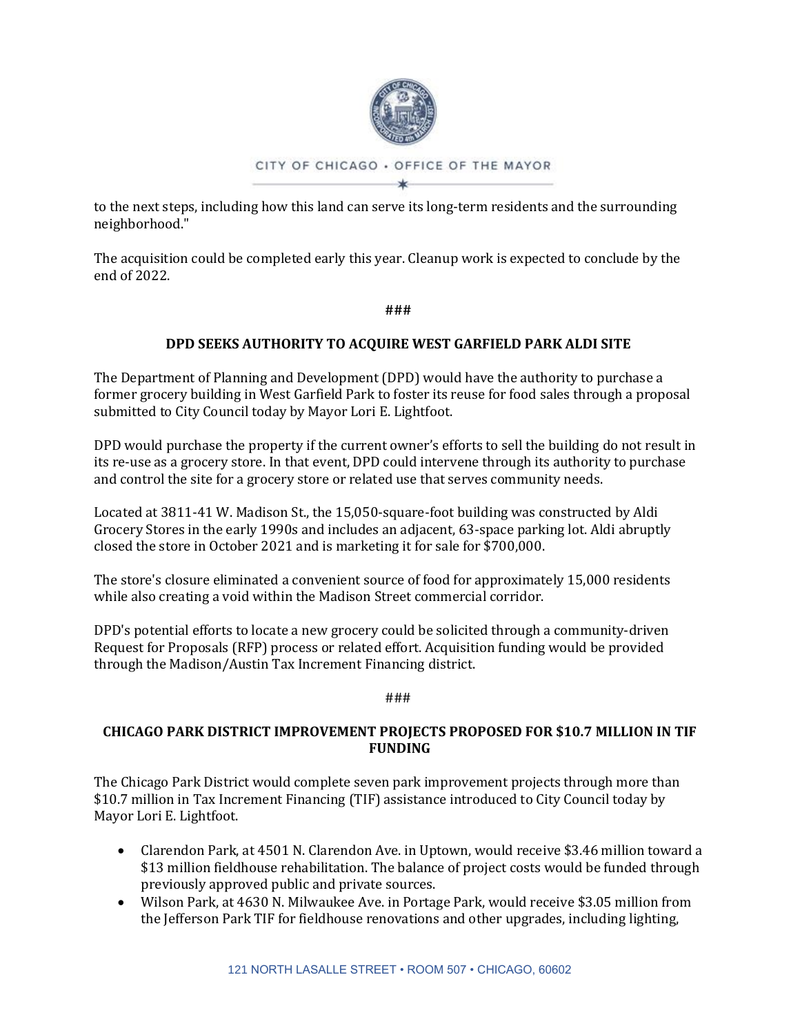to the next steps, including how this land can serve its long-term residents and the surrounding neighborhood."

The acquisition could be completed early this year. Cleanup work is expected to conclude by the end of 2022.

###

**DPD SEEKS AUTHORITY TO ACQUIRE WEST GARFIELD PARK ALDI SITE**

The Department of Planning and Development (DPD) would have the authority to purchase a former grocery building in West Garfield Park to foster its reuse for food sales through a proposal submitted to City Council today by Mayor Lori E. Lightfoot.

DPD would purchase the property if the current owner's efforts to sell the building do not result in its re-use as a grocery store. In that event, DPD could intervene through its authority to purchase and control the site for a grocery store or related use that serves community needs.

Located at 3811-41 W. Madison St., the 15,050-square-foot building was constructed by Aldi Grocery Stores in the early 1990s and includes an adjacent, 63-space parking lot. Aldi abruptly closed the store in October 2021 and is marketing it for sale for $700,000.

The store's closure eliminated a convenient source of food for approximately 15,000 residents while also creating a void within the Madison Street commercial corridor.

DPD's potential efforts to locate a new grocery could be solicited through a community-driven Request for Proposals (RFP) process or related effort. Acquisition funding would be provided through the Madison/Austin Tax Increment Financing district.

###

**CHICAGO PARK DISTRICT IMPROVEMENT PROJECTS PROPOSED FOR $10.7 MILLION IN TIF FUNDING**

The Chicago Park District would complete seven park improvement projects through more than $10.7 million in Tax Increment Financing (TIF) assistance introduced to City Council today by Mayor Lori E. Lightfoot.

- Clarendon Park, at 4501 N. Clarendon Ave. in Uptown, would receive $3.46 million toward a $13 million fieldhouse rehabilitation. The balance of project costs would be funded through previously approved public and private sources.
- Wilson Park, at 4630 N. Milwaukee Ave. in Portage Park, would receive $3.05 million from the Jefferson Park TIF for fieldhouse renovations and other upgrades, including lighting,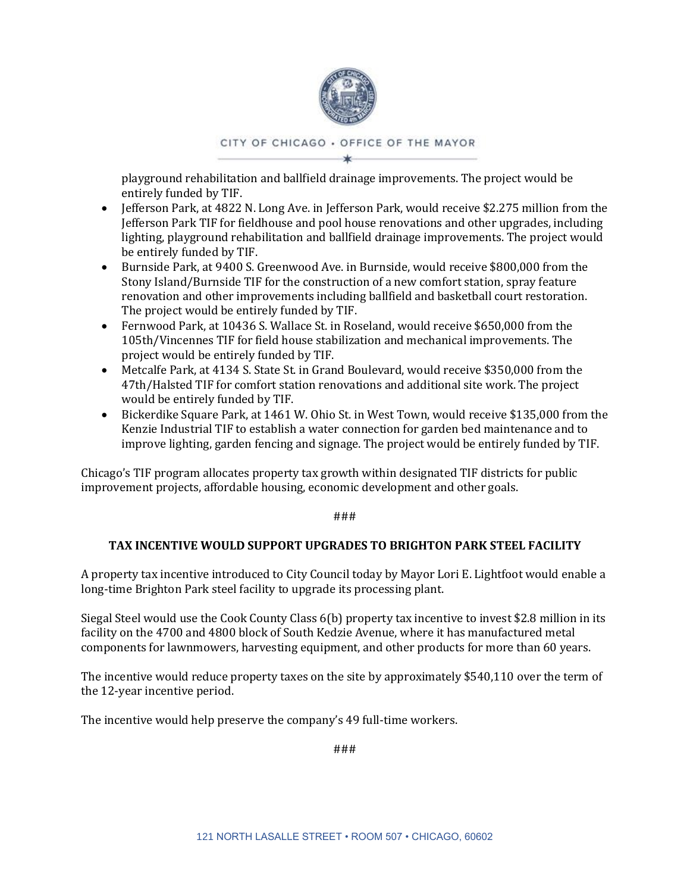playground rehabilitation and ballfield drainage improvements. The project would be entirely funded by TIF.

- Jefferson Park, at 4822 N. Long Ave. in Jefferson Park, would receive $2.275 million from the Jefferson Park TIF for fieldhouse and pool house renovations and other upgrades, including lighting, playground rehabilitation and ballfield drainage improvements. The project would be entirely funded by TIF.
- Burnside Park, at 9400 S. Greenwood Ave. in Burnside, would receive $800,000 from the Stony Island/Burnside TIF for the construction of a new comfort station, spray feature renovation and other improvements including ballfield and basketball court restoration. The project would be entirely funded by TIF.
- Fernwood Park, at 10436 S. Wallace St. in Roseland, would receive $650,000 from the 105th/Vincennes TIF for field house stabilization and mechanical improvements. The project would be entirely funded by TIF.
- Metcalfe Park, at 4134 S. State St. in Grand Boulevard, would receive $350,000 from the 47th/Halsted TIF for comfort station renovations and additional site work. The project would be entirely funded by TIF.
- Bickerdike Square Park, at 1461 W. Ohio St. in West Town, would receive $135,000 from the Kenzie Industrial TIF to establish a water connection for garden bed maintenance and to improve lighting, garden fencing and signage. The project would be entirely funded by TIF.

Chicago's TIF program allocates property tax growth within designated TIF districts for public improvement projects, affordable housing, economic development and other goals.

###

**TAX INCENTIVE WOULD SUPPORT UPGRADES TO BRIGHTON PARK STEEL FACILITY**

A property tax incentive introduced to City Council today by Mayor Lori E. Lightfoot would enable a long-time Brighton Park steel facility to upgrade its processing plant.

Siegal Steel would use the Cook County Class 6(b) property tax incentive to invest $2.8 million in its facility on the 4700 and 4800 block of South Kedzie Avenue, where it has manufactured metal components for lawnmowers, harvesting equipment, and other products for more than 60 years.

The incentive would reduce property taxes on the site by approximately $540,110 over the term of the 12-year incentive period.

The incentive would help preserve the company's 49 full-time workers.

###